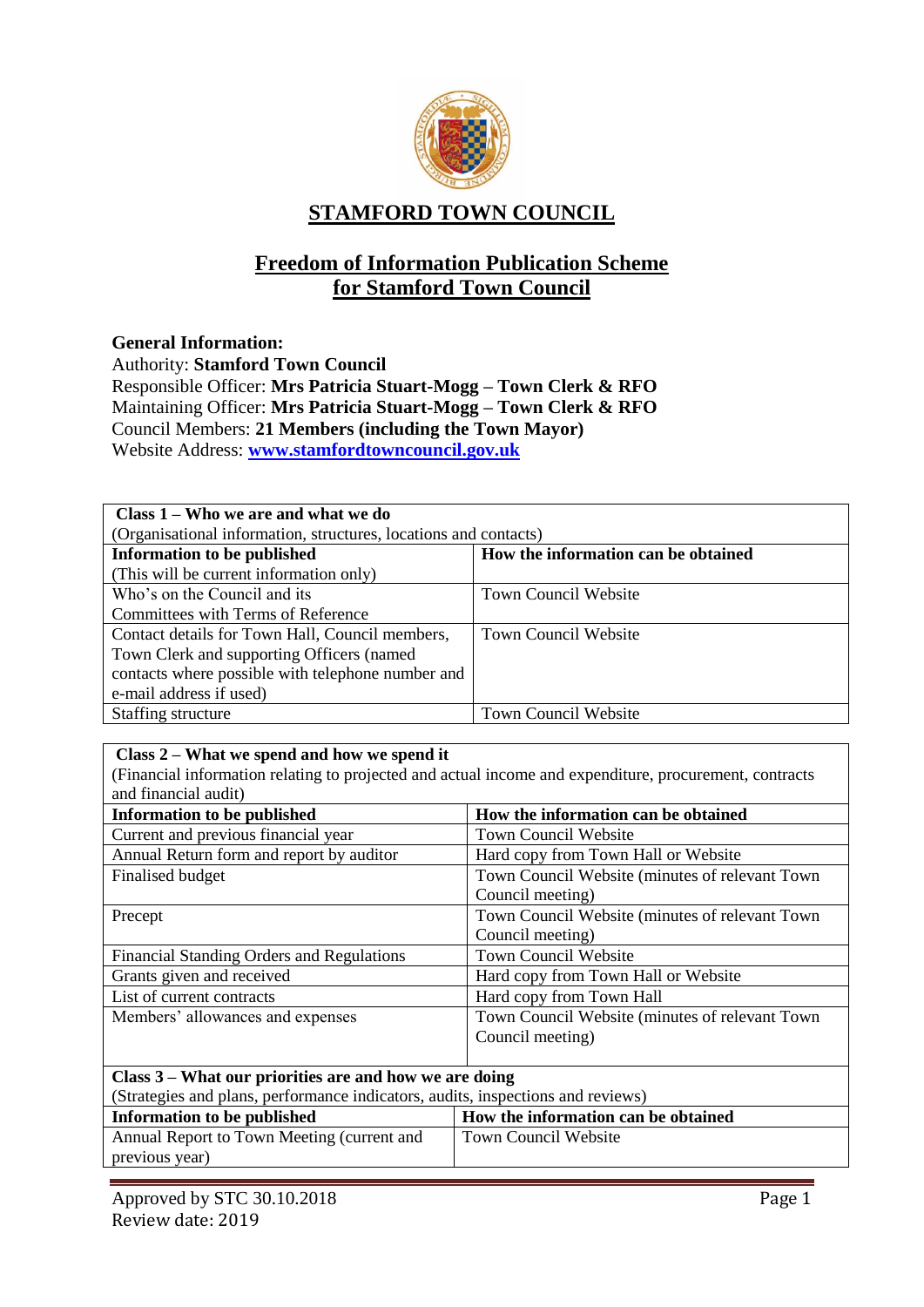# STAMFORD TOWN COUNCIL

## Freedom of Information Publication Scheme for Stamford Town Council

**General Information:**
Authority: **Stamford Town Council**
Responsible Officer: **Mrs Patricia Stuart-Mogg – Town Clerk & RFO**
Maintaining Officer: **Mrs Patricia Stuart-Mogg – Town Clerk & RFO**
Council Members: **21 Members (including the Town Mayor)**
Website Address: **www.stamfordtowncouncil.gov.uk**

| **Class 1 – Who we are and what we do**<br>(Organisational information, structures, locations and contacts) | |
|---|---|
| **Information to be published**<br>(This will be current information only) | **How the information can be obtained** |
| Who's on the Council and its Committees with Terms of Reference | Town Council Website |
| Contact details for Town Hall, Council members, Town Clerk and supporting Officers (named contacts where possible with telephone number and e-mail address if used) | Town Council Website |
| Staffing structure | Town Council Website |

| **Class 2 – What we spend and how we spend it**<br>(Financial information relating to projected and actual income and expenditure, procurement, contracts and financial audit) | |
|---|---|
| **Information to be published** | **How the information can be obtained** |
| Current and previous financial year | Town Council Website |
| Annual Return form and report by auditor | Hard copy from Town Hall or Website |
| Finalised budget | Town Council Website (minutes of relevant Town Council meeting) |
| Precept | Town Council Website (minutes of relevant Town Council meeting) |
| Financial Standing Orders and Regulations | Town Council Website |
| Grants given and received | Hard copy from Town Hall or Website |
| List of current contracts | Hard copy from Town Hall |
| Members' allowances and expenses | Town Council Website (minutes of relevant Town Council meeting) |

| **Class 3 – What our priorities are and how we are doing**<br>(Strategies and plans, performance indicators, audits, inspections and reviews) | |
|---|---|
| **Information to be published** | **How the information can be obtained** |
| Annual Report to Town Meeting (current and previous year) | Town Council Website |

Approved by STC 30.10.2018
Review date: 2019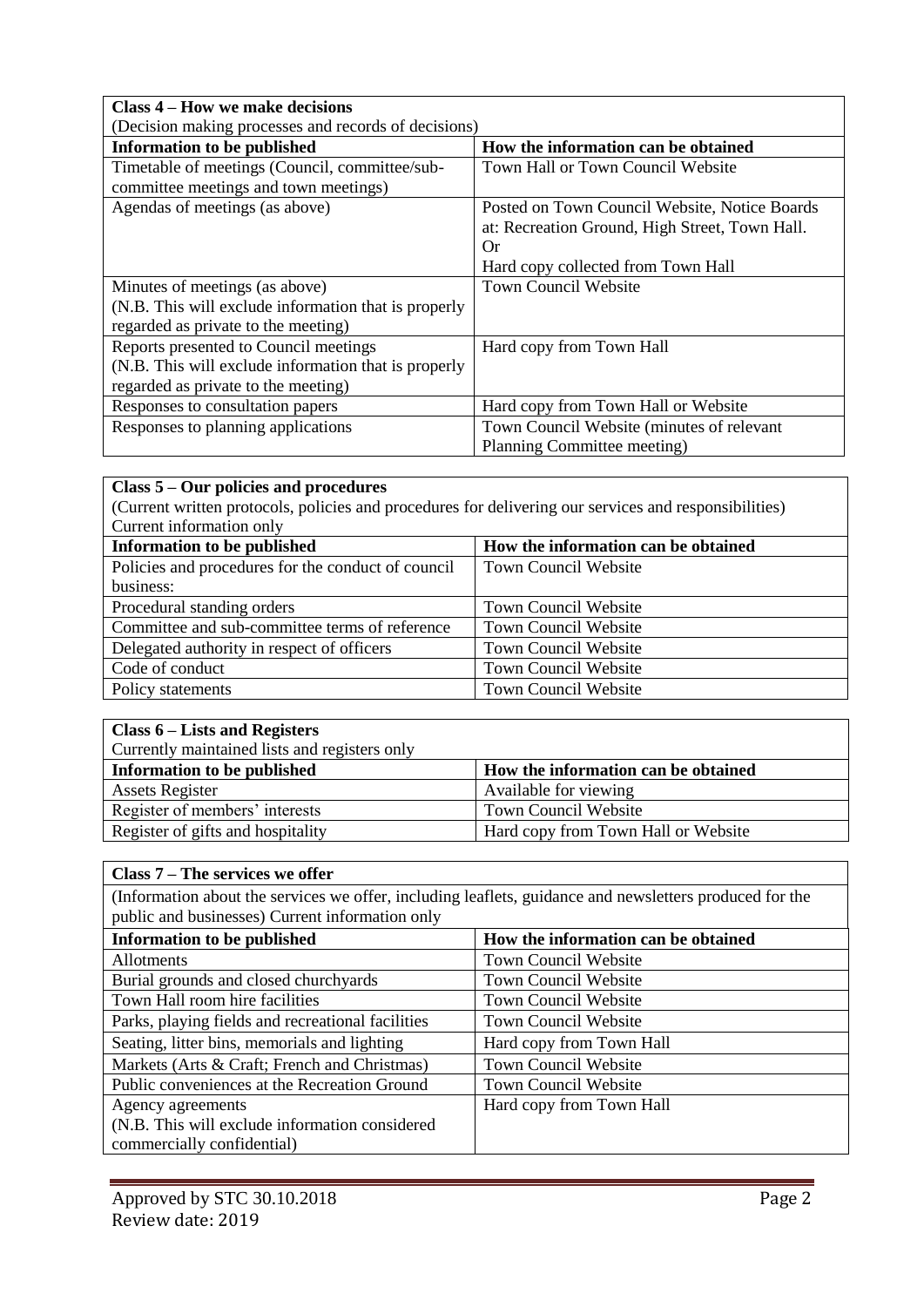| **Class 4 – How we make decisions**<br>(Decision making processes and records of decisions) | |
|---|---|
| **Information to be published** | **How the information can be obtained** |
| Timetable of meetings (Council, committee/sub-committee meetings and town meetings) | Town Hall or Town Council Website |
| Agendas of meetings (as above) | Posted on Town Council Website, Notice Boards at: Recreation Ground, High Street, Town Hall.<br>Or<br>Hard copy collected from Town Hall |
| Minutes of meetings (as above)<br>(N.B. This will exclude information that is properly regarded as private to the meeting) | Town Council Website |
| Reports presented to Council meetings<br>(N.B. This will exclude information that is properly regarded as private to the meeting) | Hard copy from Town Hall |
| Responses to consultation papers | Hard copy from Town Hall or Website |
| Responses to planning applications | Town Council Website (minutes of relevant Planning Committee meeting) |

| **Class 5 – Our policies and procedures**<br>(Current written protocols, policies and procedures for delivering our services and responsibilities)<br>Current information only | |
|---|---|
| **Information to be published** | **How the information can be obtained** |
| Policies and procedures for the conduct of council business: | Town Council Website |
| Procedural standing orders | Town Council Website |
| Committee and sub-committee terms of reference | Town Council Website |
| Delegated authority in respect of officers | Town Council Website |
| Code of conduct | Town Council Website |
| Policy statements | Town Council Website |

| **Class 6 – Lists and Registers**<br>Currently maintained lists and registers only | |
|---|---|
| **Information to be published** | **How the information can be obtained** |
| Assets Register | Available for viewing |
| Register of members' interests | Town Council Website |
| Register of gifts and hospitality | Hard copy from Town Hall or Website |

| **Class 7 – The services we offer**<br>(Information about the services we offer, including leaflets, guidance and newsletters produced for the public and businesses) Current information only | |
|---|---|
| **Information to be published** | **How the information can be obtained** |
| Allotments | Town Council Website |
| Burial grounds and closed churchyards | Town Council Website |
| Town Hall room hire facilities | Town Council Website |
| Parks, playing fields and recreational facilities | Town Council Website |
| Seating, litter bins, memorials and lighting | Hard copy from Town Hall |
| Markets (Arts & Craft; French and Christmas) | Town Council Website |
| Public conveniences at the Recreation Ground | Town Council Website |
| Agency agreements<br>(N.B. This will exclude information considered commercially confidential) | Hard copy from Town Hall |

Approved by STC 30.10.2018
Review date: 2019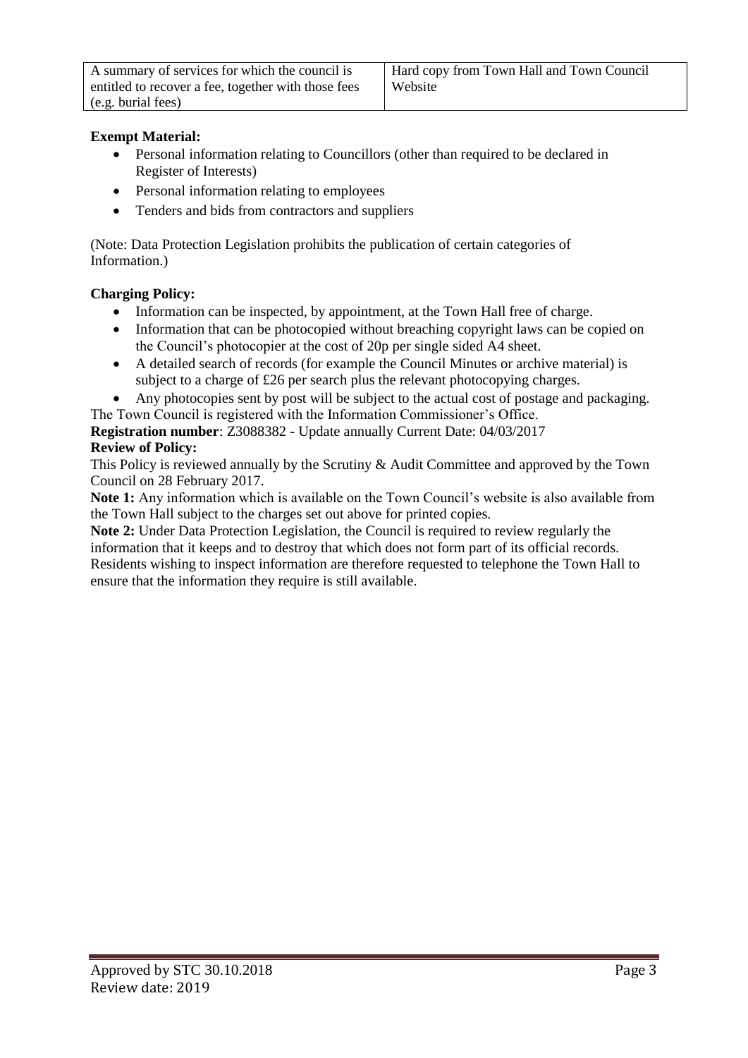| | |
|---|---|
| A summary of services for which the council is entitled to recover a fee, together with those fees (e.g. burial fees) | Hard copy from Town Hall and Town Council Website |

**Exempt Material:**

- Personal information relating to Councillors (other than required to be declared in Register of Interests)
- Personal information relating to employees
- Tenders and bids from contractors and suppliers

(Note: Data Protection Legislation prohibits the publication of certain categories of Information.)

**Charging Policy:**

- Information can be inspected, by appointment, at the Town Hall free of charge.
- Information that can be photocopied without breaching copyright laws can be copied on the Council's photocopier at the cost of 20p per single sided A4 sheet.
- A detailed search of records (for example the Council Minutes or archive material) is subject to a charge of £26 per search plus the relevant photocopying charges.
- Any photocopies sent by post will be subject to the actual cost of postage and packaging.

The Town Council is registered with the Information Commissioner's Office.

**Registration number**: Z3088382 - Update annually Current Date: 04/03/2017

**Review of Policy:**

This Policy is reviewed annually by the Scrutiny & Audit Committee and approved by the Town Council on 28 February 2017.

**Note 1:** Any information which is available on the Town Council's website is also available from the Town Hall subject to the charges set out above for printed copies.

**Note 2:** Under Data Protection Legislation, the Council is required to review regularly the information that it keeps and to destroy that which does not form part of its official records. Residents wishing to inspect information are therefore requested to telephone the Town Hall to ensure that the information they require is still available.

Approved by STC 30.10.2018
Review date: 2019